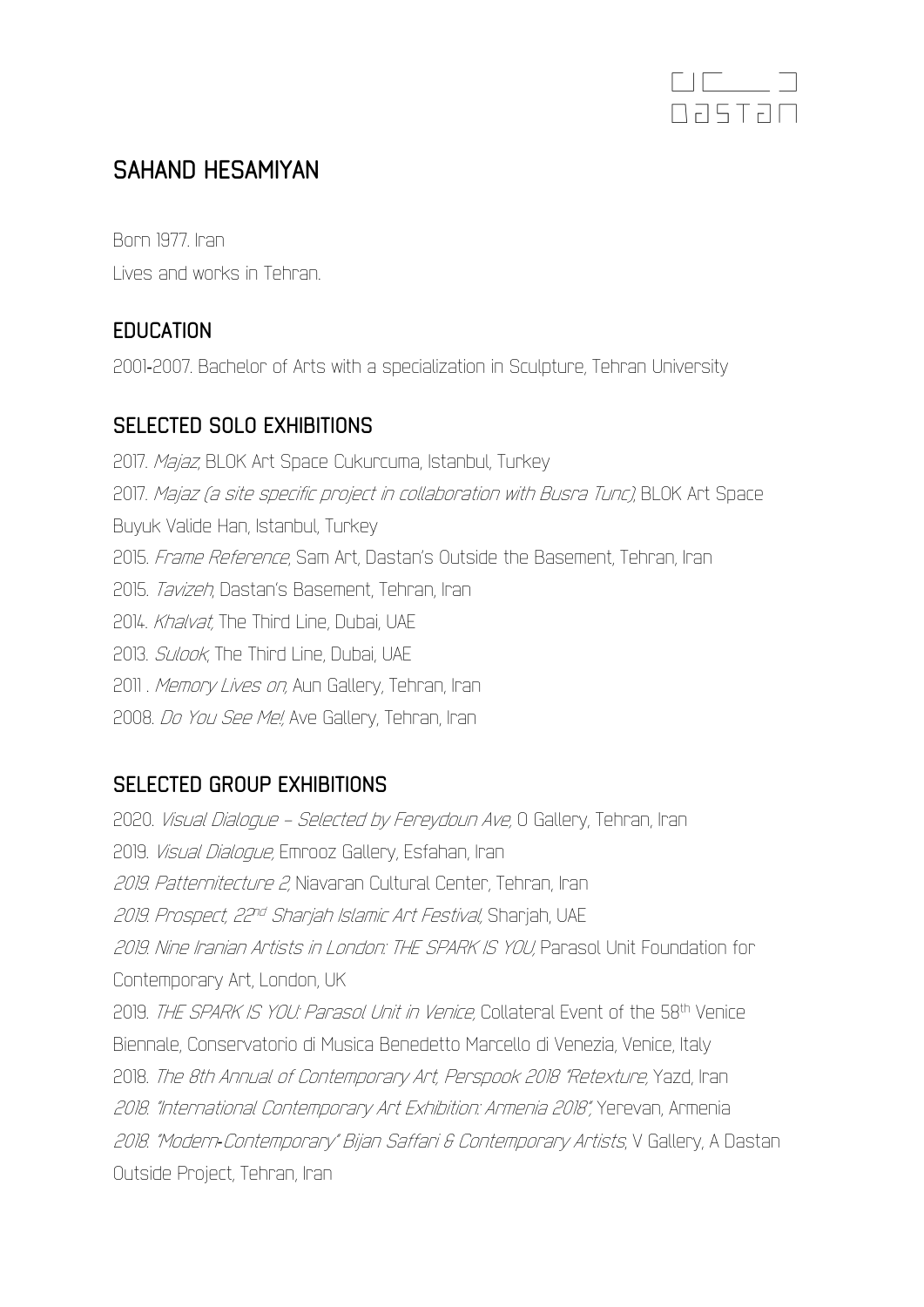# SAHAND HESAMIYAN

Born 1977. Iran

Lives and works in Tehran.

## EDUCATION

2001-2007. Bachelor of Arts with a specialization in Sculpture, Tehran University

## SELECTED SOLO EXHIBITIONS

2017. *Majaz*, BLOK Art Space Cukurcuma, Istanbul, Turkey

2017. *Majaz (a site specific project in collaboration with Busra Tunc)*, BLOK Art Space Buyuk Valide Han, Istanbul, Turkey

2015. *Frame Reference*, Sam Art, Dastan's Outside the Basement, Tehran, Iran

2015. *Tavizeh*, Dastan's Basement, Tehran, Iran

2014. *Khalvat*, The Third Line, Dubai, UAE

2013. *Sulook*, The Third Line, Dubai, UAE

2011 . *Memory Lives on*, Aun Gallery, Tehran, Iran

2008. *Do You See Me!*, Ave Gallery, Tehran, Iran

## SELECTED GROUP EXHIBITIONS

2020. *Visual Dialogue – Selected by Fereydoun Ave*, O Gallery, Tehran, Iran

2019. *Visual Dialogue*, Emrooz Gallery, Esfahan, Iran

*2019. Patternitecture 2*, Niavaran Cultural Center, Tehran, Iran

*2019. Prospect, 22nd Sharjah Islamic Art Festival*, Sharjah, UAE

*2019. Nine Iranian Artists in London: THE SPARK IS YOU*, Parasol Unit Foundation for Contemporary Art, London, UK

2019. *THE SPARK IS YOU: Parasol Unit in Venice*, Collateral Event of the 58th Venice Biennale, Conservatorio di Musica Benedetto Marcello di Venezia, Venice, Italy

2018. *The 8th Annual of Contemporary Art, Perspook 2018 "Retexture*, Yazd, Iran

*2018. "International Contemporary Art Exhibition: Armenia 2018"*, Yerevan, Armenia

*2018. "Modern-Contemporary" Bijan Saffari & Contemporary Artists*, V Gallery, A Dastan Outside Project, Tehran, Iran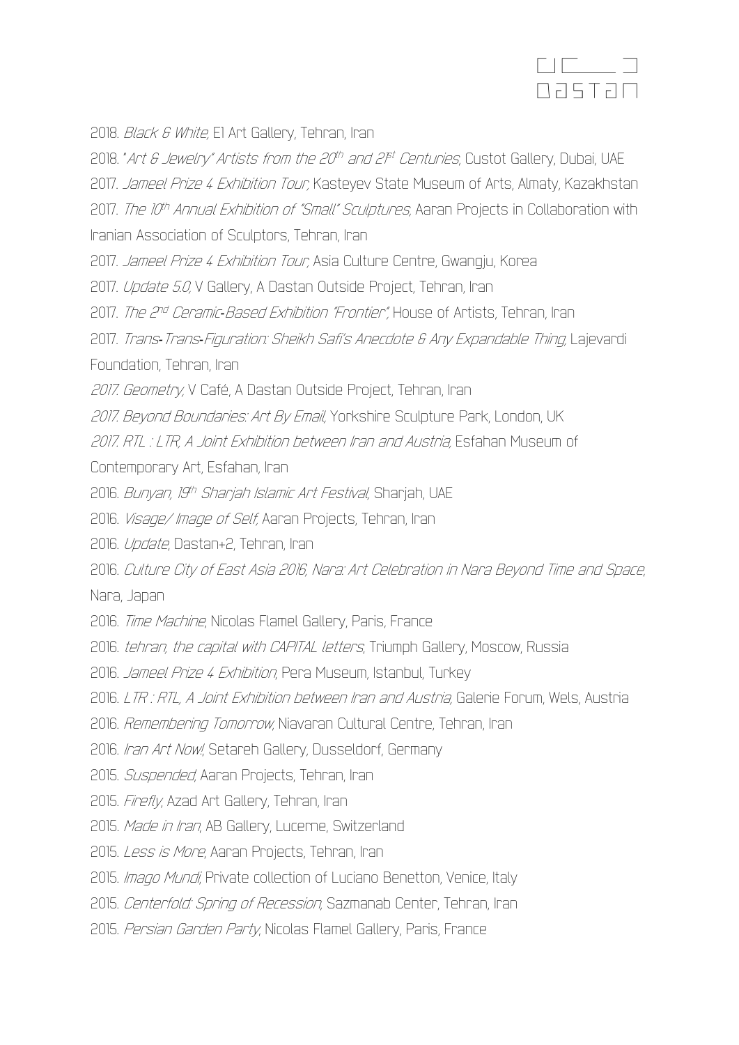2018. *Black & White,* E1 Art Gallery, Tehran, Iran

2018. "*Art & Jewelry" Artists from the 20th and 21st Centuries*, Custot Gallery, Dubai, UAE

2017. *Jameel Prize 4 Exhibition Tour,* Kasteyev State Museum of Arts, Almaty, Kazakhstan

2017. *The 10th Annual Exhibition of "Small" Sculptures,* Aaran Projects in Collaboration with Iranian Association of Sculptors, Tehran, Iran

2017. *Jameel Prize 4 Exhibition Tour,* Asia Culture Centre, Gwangju, Korea

2017. *Update 5.0,* V Gallery, A Dastan Outside Project, Tehran, Iran

2017. *The 2nd Ceramic-Based Exhibition "Frontier",* House of Artists, Tehran, Iran

2017. *Trans-Trans-Figuration: Sheikh Safi's Anecdote & Any Expandable Thing,* Lajevardi Foundation, Tehran, Iran

*2017. Geometry,* V Café, A Dastan Outside Project, Tehran, Iran

*2017. Beyond Boundaries: Art By Email,* Yorkshire Sculpture Park, London, UK

*2017. RTL : LTR, A Joint Exhibition between Iran and Austria,* Esfahan Museum of Contemporary Art, Esfahan, Iran

2016. *Bunyan, 19th Sharjah Islamic Art Festival,* Sharjah, UAE

2016. *Visage/ Image of Self,* Aaran Projects, Tehran, Iran

2016. *Update*, Dastan+2, Tehran, Iran

2016. *Culture City of East Asia 2016, Nara: Art Celebration in Nara Beyond Time and Space*, Nara, Japan

2016. *Time Machine*, Nicolas Flamel Gallery, Paris, France

2016. *tehran, the capital with CAPITAL letters*, Triumph Gallery, Moscow, Russia

2016. *Jameel Prize 4 Exhibition*, Pera Museum, Istanbul, Turkey

2016. *LTR : RTL, A Joint Exhibition between Iran and Austria,* Galerie Forum, Wels, Austria

2016. *Remembering Tomorrow,* Niavaran Cultural Centre, Tehran, Iran

2016. *Iran Art Now!,* Setareh Gallery, Dusseldorf, Germany

2015. *Suspended,* Aaran Projects, Tehran, Iran

2015. *Firefly*, Azad Art Gallery, Tehran, Iran

2015. *Made in Iran*, AB Gallery, Lucerne, Switzerland

2015. *Less is More*, Aaran Projects, Tehran, Iran

2015. *Imago Mundi,* Private collection of Luciano Benetton, Venice, Italy

2015. *Centerfold: Spring of Recession*, Sazmanab Center, Tehran, Iran

2015. *Persian Garden Party*, Nicolas Flamel Gallery, Paris, France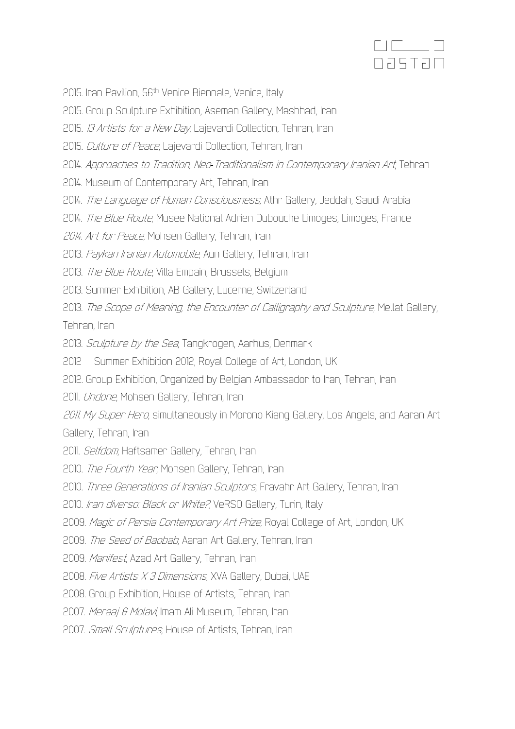2015. Iran Pavilion, 56th Venice Biennale, Venice, Italy

2015. Group Sculpture Exhibition, Aseman Gallery, Mashhad, Iran

2015. *13 Artists for a New Day*, Lajevardi Collection, Tehran, Iran

2015. *Culture of Peace*, Lajevardi Collection, Tehran, Iran

2014. *Approaches to Tradition, Neo-Traditionalism in Contemporary Iranian Art*, Tehran

2014. Museum of Contemporary Art, Tehran, Iran

2014. *The Language of Human Consciousness*, Athr Gallery, Jeddah, Saudi Arabia

2014. *The Blue Route*, Musee National Adrien Dubouche Limoges, Limoges, France

*2014. Art for Peace*, Mohsen Gallery, Tehran, Iran

2013. *Paykan Iranian Automobile*, Aun Gallery, Tehran, Iran

2013. *The Blue Route*, Villa Empain, Brussels, Belgium

2013. Summer Exhibition, AB Gallery, Lucerne, Switzerland

2013. *The Scope of Meaning, the Encounter of Calligraphy and Sculpture*, Mellat Gallery, Tehran, Iran

2013. *Sculpture by the Sea*, Tangkrogen, Aarhus, Denmark

2012 Summer Exhibition 2012, Royal College of Art, London, UK

2012. Group Exhibition, Organized by Belgian Ambassador to Iran, Tehran, Iran

2011. *Undone*, Mohsen Gallery, Tehran, Iran

*2011. My Super Hero*, simultaneously in Morono Kiang Gallery, Los Angels, and Aaran Art Gallery, Tehran, Iran

2011. *Selfdom*, Haftsamer Gallery, Tehran, Iran

2010. *The Fourth Year*, Mohsen Gallery, Tehran, Iran

2010. *Three Generations of Iranian Sculptors*, Fravahr Art Gallery, Tehran, Iran

2010. *Iran diverso: Black or White?*, VeRSO Gallery, Turin, Italy

2009. *Magic of Persia Contemporary Art Prize*, Royal College of Art, London, UK

2009. *The Seed of Baobab*, Aaran Art Gallery, Tehran, Iran

2009. *Manifest*, Azad Art Gallery, Tehran, Iran

2008. *Five Artists X 3 Dimensions*, XVA Gallery, Dubai, UAE

2008. Group Exhibition, House of Artists, Tehran, Iran

2007. *Meraaj & Molavi*, Imam Ali Museum, Tehran, Iran

2007. *Small Sculptures*, House of Artists, Tehran, Iran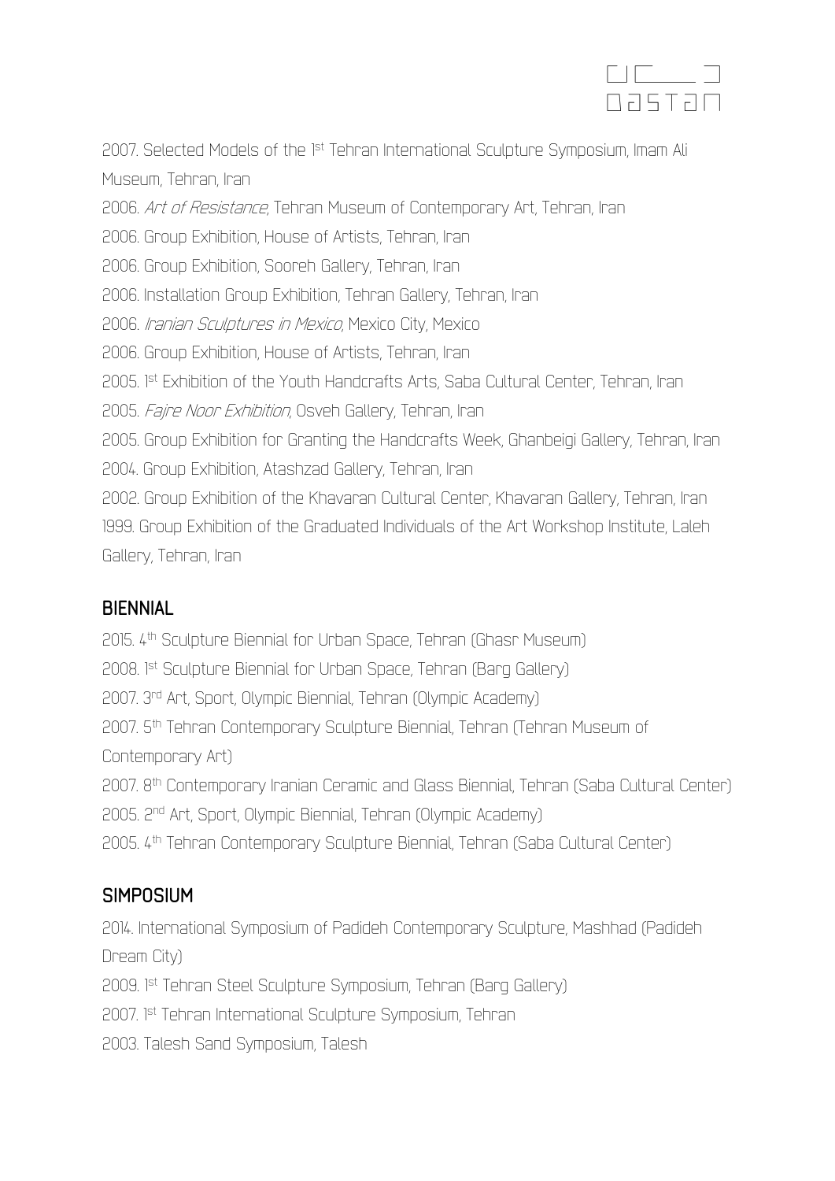2007. Selected Models of the 1st Tehran International Sculpture Symposium, Imam Ali Museum, Tehran, Iran

2006. *Art of Resistance*, Tehran Museum of Contemporary Art, Tehran, Iran

2006. Group Exhibition, House of Artists, Tehran, Iran

2006. Group Exhibition, Sooreh Gallery, Tehran, Iran

2006. Installation Group Exhibition, Tehran Gallery, Tehran, Iran

2006. *Iranian Sculptures in Mexico*, Mexico City, Mexico

2006. Group Exhibition, House of Artists, Tehran, Iran

2005. 1st Exhibition of the Youth Handcrafts Arts, Saba Cultural Center, Tehran, Iran

2005. *Fajre Noor Exhibition*, Osveh Gallery, Tehran, Iran

2005. Group Exhibition for Granting the Handcrafts Week, Ghanbeigi Gallery, Tehran, Iran

2004. Group Exhibition, Atashzad Gallery, Tehran, Iran

2002. Group Exhibition of the Khavaran Cultural Center, Khavaran Gallery, Tehran, Iran

1999. Group Exhibition of the Graduated Individuals of the Art Workshop Institute, Laleh Gallery, Tehran, Iran

## BIENNIAL

2015. 4th Sculpture Biennial for Urban Space, Tehran (Ghasr Museum)

2008. 1st Sculpture Biennial for Urban Space, Tehran (Barg Gallery)

2007. 3rd Art, Sport, Olympic Biennial, Tehran (Olympic Academy)

2007. 5th Tehran Contemporary Sculpture Biennial, Tehran (Tehran Museum of Contemporary Art)

2007. 8th Contemporary Iranian Ceramic and Glass Biennial, Tehran (Saba Cultural Center)

2005. 2nd Art, Sport, Olympic Biennial, Tehran (Olympic Academy)

2005. 4th Tehran Contemporary Sculpture Biennial, Tehran (Saba Cultural Center)

## SIMPOSIUM

2014. International Symposium of Padideh Contemporary Sculpture, Mashhad (Padideh Dream City)

2009. 1st Tehran Steel Sculpture Symposium, Tehran (Barg Gallery)

2007. 1st Tehran International Sculpture Symposium, Tehran

2003. Talesh Sand Symposium, Talesh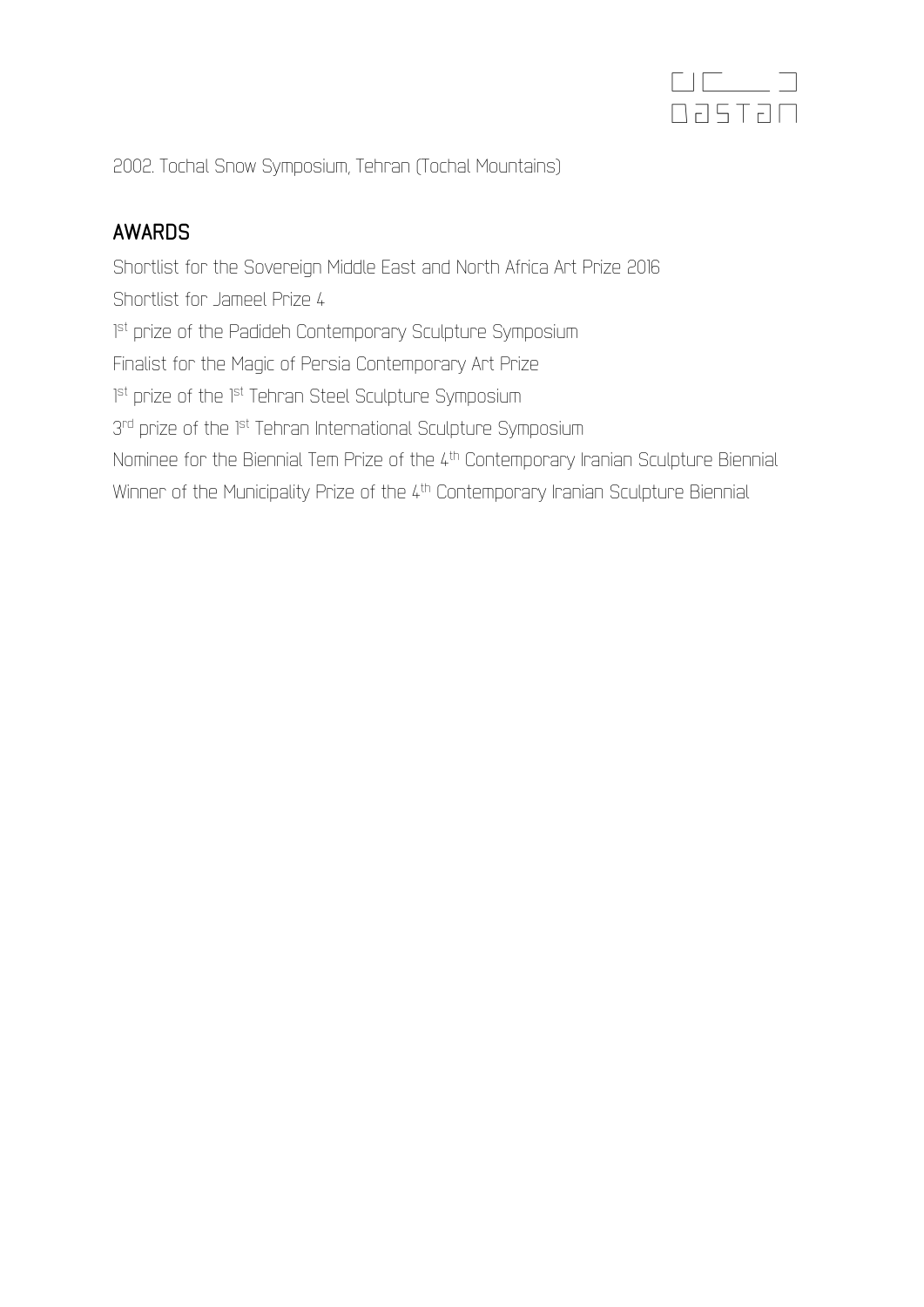2002. Tochal Snow Symposium, Tehran (Tochal Mountains)

## AWARDS

Shortlist for the Sovereign Middle East and North Africa Art Prize 2016

Shortlist for Jameel Prize 4

1st prize of the Padideh Contemporary Sculpture Symposium

Finalist for the Magic of Persia Contemporary Art Prize

1st prize of the 1st Tehran Steel Sculpture Symposium

3rd prize of the 1st Tehran International Sculpture Symposium

Nominee for the Biennial Tem Prize of the 4th Contemporary Iranian Sculpture Biennial

Winner of the Municipality Prize of the 4th Contemporary Iranian Sculpture Biennial